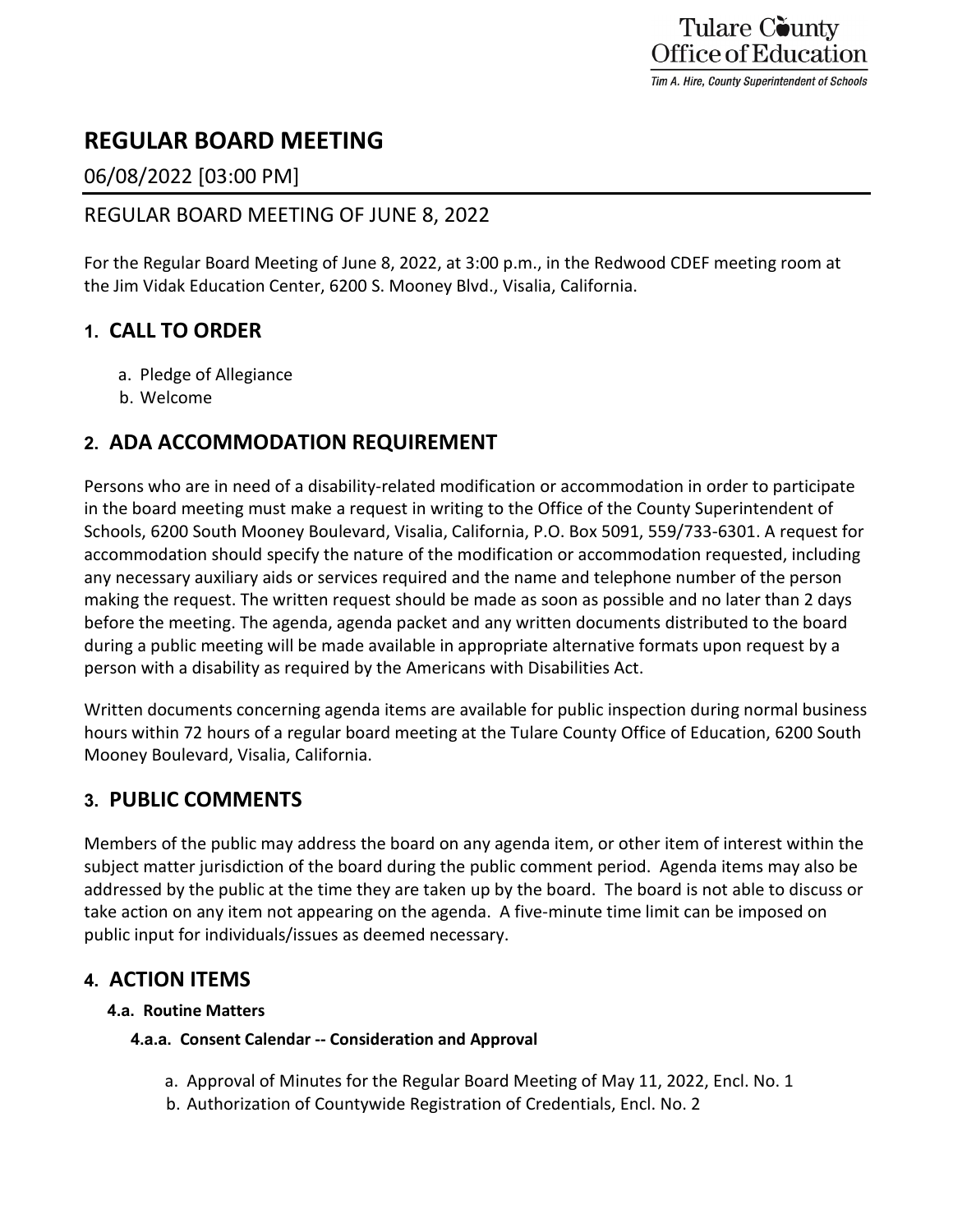Tulare County Office of Education

*Tim A. Hire, County Superintendent of Schools*

# REGULAR BOARD MEETING

06/08/2022 [03:00 PM]

REGULAR BOARD MEETING OF JUNE 8, 2022

For the Regular Board Meeting of June 8, 2022, at 3:00 p.m., in the Redwood CDEF meeting room at the Jim Vidak Education Center, 6200 S. Mooney Blvd., Visalia, California.

## 1. CALL TO ORDER

a. Pledge of Allegiance
b. Welcome

## 2. ADA ACCOMMODATION REQUIREMENT

Persons who are in need of a disability-related modification or accommodation in order to participate in the board meeting must make a request in writing to the Office of the County Superintendent of Schools, 6200 South Mooney Boulevard, Visalia, California, P.O. Box 5091, 559/733-6301. A request for accommodation should specify the nature of the modification or accommodation requested, including any necessary auxiliary aids or services required and the name and telephone number of the person making the request. The written request should be made as soon as possible and no later than 2 days before the meeting. The agenda, agenda packet and any written documents distributed to the board during a public meeting will be made available in appropriate alternative formats upon request by a person with a disability as required by the Americans with Disabilities Act.

Written documents concerning agenda items are available for public inspection during normal business hours within 72 hours of a regular board meeting at the Tulare County Office of Education, 6200 South Mooney Boulevard, Visalia, California.

## 3. PUBLIC COMMENTS

Members of the public may address the board on any agenda item, or other item of interest within the subject matter jurisdiction of the board during the public comment period. Agenda items may also be addressed by the public at the time they are taken up by the board. The board is not able to discuss or take action on any item not appearing on the agenda. A five-minute time limit can be imposed on public input for individuals/issues as deemed necessary.

## 4. ACTION ITEMS

### 4.a. Routine Matters

#### 4.a.a. Consent Calendar -- Consideration and Approval

a. Approval of Minutes for the Regular Board Meeting of May 11, 2022, Encl. No. 1
b. Authorization of Countywide Registration of Credentials, Encl. No. 2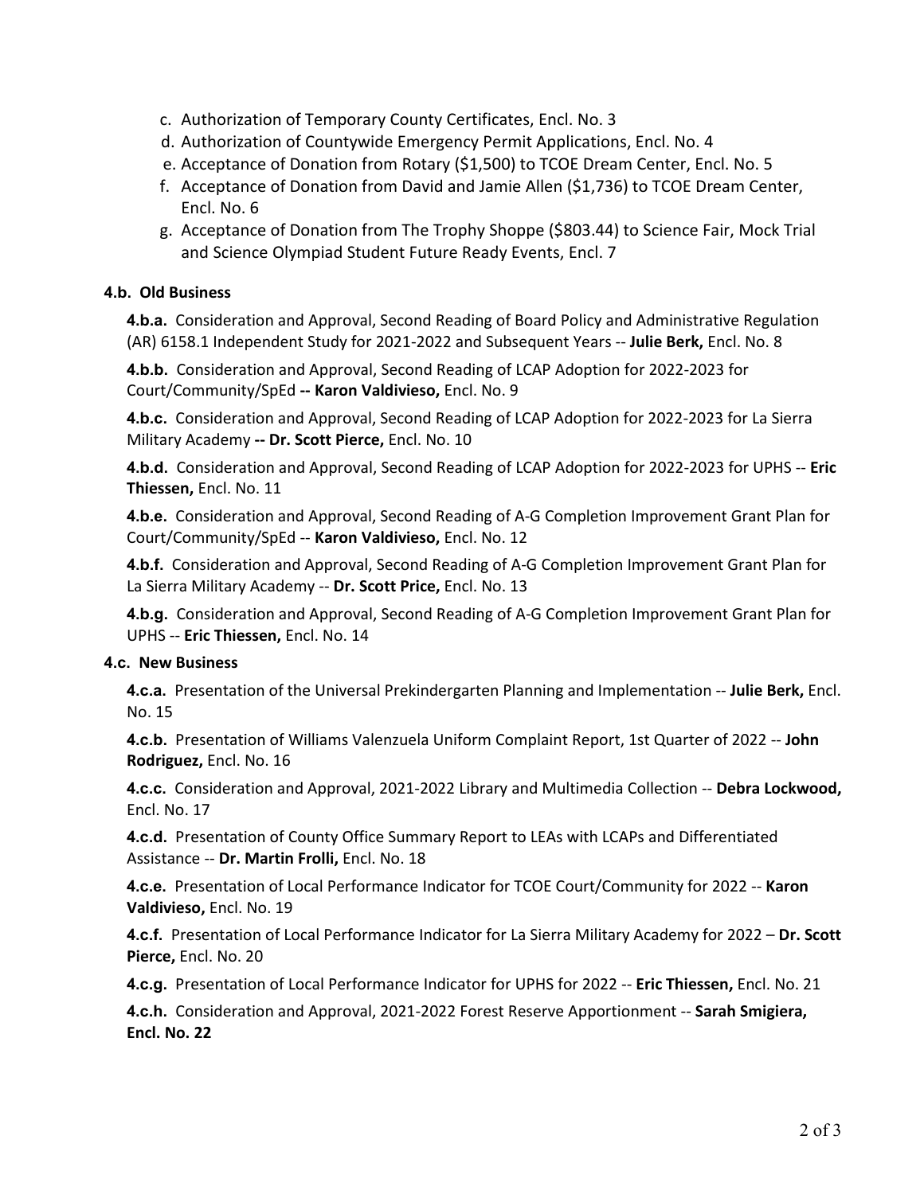c. Authorization of Temporary County Certificates, Encl. No. 3
d. Authorization of Countywide Emergency Permit Applications, Encl. No. 4
e. Acceptance of Donation from Rotary ($1,500) to TCOE Dream Center, Encl. No. 5
f. Acceptance of Donation from David and Jamie Allen ($1,736) to TCOE Dream Center, Encl. No. 6
g. Acceptance of Donation from The Trophy Shoppe ($803.44) to Science Fair, Mock Trial and Science Olympiad Student Future Ready Events, Encl. 7

**4.b. Old Business**

**4.b.a.** Consideration and Approval, Second Reading of Board Policy and Administrative Regulation (AR) 6158.1 Independent Study for 2021-2022 and Subsequent Years -- **Julie Berk,** Encl. No. 8

**4.b.b.** Consideration and Approval, Second Reading of LCAP Adoption for 2022-2023 for Court/Community/SpEd **-- Karon Valdivieso,** Encl. No. 9

**4.b.c.** Consideration and Approval, Second Reading of LCAP Adoption for 2022-2023 for La Sierra Military Academy **-- Dr. Scott Pierce,** Encl. No. 10

**4.b.d.** Consideration and Approval, Second Reading of LCAP Adoption for 2022-2023 for UPHS -- **Eric Thiessen,** Encl. No. 11

**4.b.e.** Consideration and Approval, Second Reading of A-G Completion Improvement Grant Plan for Court/Community/SpEd -- **Karon Valdivieso,** Encl. No. 12

**4.b.f.** Consideration and Approval, Second Reading of A-G Completion Improvement Grant Plan for La Sierra Military Academy -- **Dr. Scott Price,** Encl. No. 13

**4.b.g.** Consideration and Approval, Second Reading of A-G Completion Improvement Grant Plan for UPHS -- **Eric Thiessen,** Encl. No. 14

**4.c. New Business**

**4.c.a.** Presentation of the Universal Prekindergarten Planning and Implementation -- **Julie Berk,** Encl. No. 15

**4.c.b.** Presentation of Williams Valenzuela Uniform Complaint Report, 1st Quarter of 2022 -- **John Rodriguez,** Encl. No. 16

**4.c.c.** Consideration and Approval, 2021-2022 Library and Multimedia Collection -- **Debra Lockwood,** Encl. No. 17

**4.c.d.** Presentation of County Office Summary Report to LEAs with LCAPs and Differentiated Assistance -- **Dr. Martin Frolli,** Encl. No. 18

**4.c.e.** Presentation of Local Performance Indicator for TCOE Court/Community for 2022 -- **Karon Valdivieso,** Encl. No. 19

**4.c.f.** Presentation of Local Performance Indicator for La Sierra Military Academy for 2022 – **Dr. Scott Pierce,** Encl. No. 20

**4.c.g.** Presentation of Local Performance Indicator for UPHS for 2022 -- **Eric Thiessen,** Encl. No. 21

**4.c.h.** Consideration and Approval, 2021-2022 Forest Reserve Apportionment -- **Sarah Smigiera, Encl. No. 22**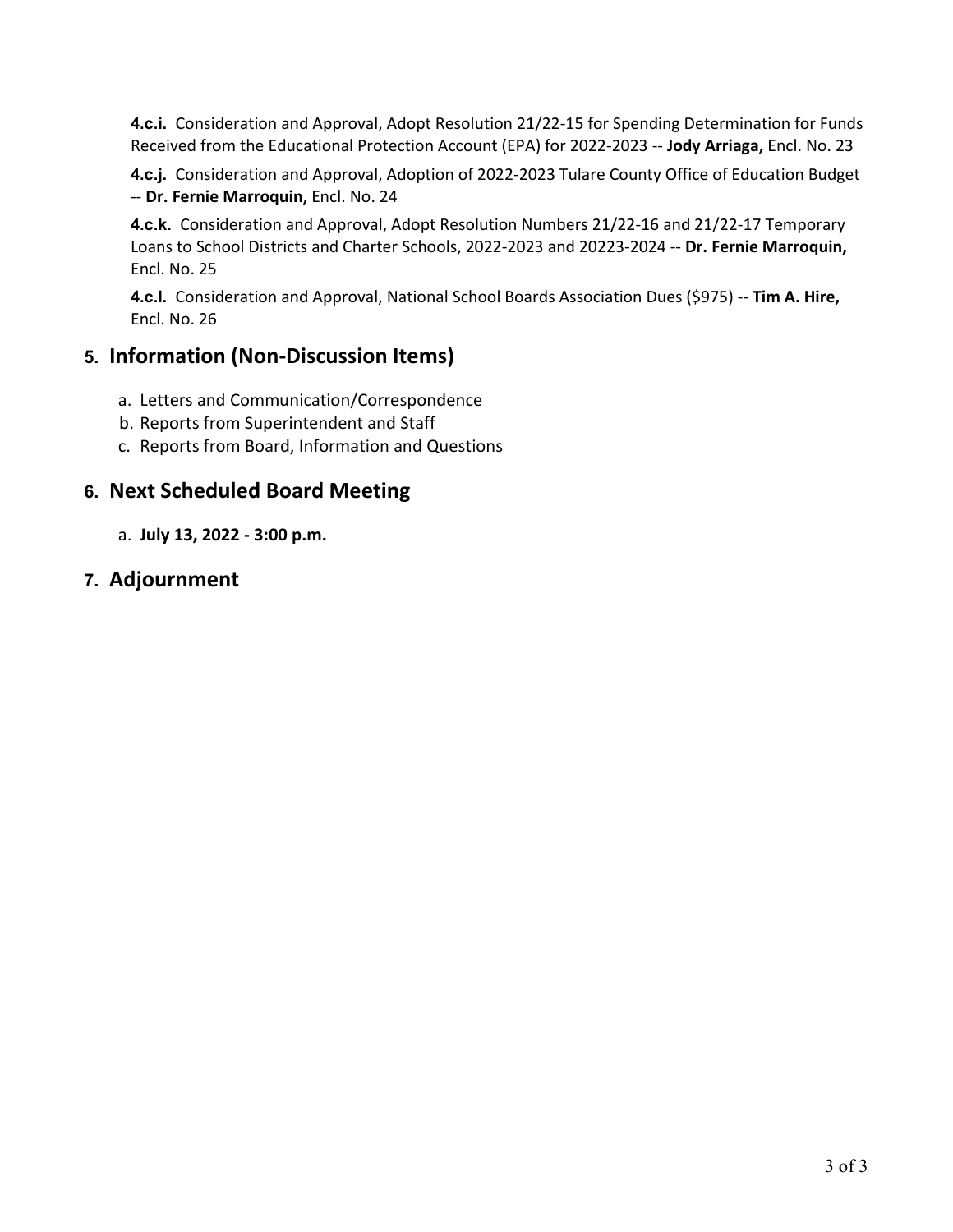**4.c.i.** Consideration and Approval, Adopt Resolution 21/22-15 for Spending Determination for Funds Received from the Educational Protection Account (EPA) for 2022-2023 -- **Jody Arriaga,** Encl. No. 23

**4.c.j.** Consideration and Approval, Adoption of 2022-2023 Tulare County Office of Education Budget -- **Dr. Fernie Marroquin,** Encl. No. 24

**4.c.k.** Consideration and Approval, Adopt Resolution Numbers 21/22-16 and 21/22-17 Temporary Loans to School Districts and Charter Schools, 2022-2023 and 20223-2024 -- **Dr. Fernie Marroquin,** Encl. No. 25

**4.c.l.** Consideration and Approval, National School Boards Association Dues ($975) -- **Tim A. Hire,** Encl. No. 26

## 5. Information (Non-Discussion Items)

a. Letters and Communication/Correspondence
b. Reports from Superintendent and Staff
c. Reports from Board, Information and Questions

## 6. Next Scheduled Board Meeting

a. **July 13, 2022 - 3:00 p.m.**

## 7. Adjournment